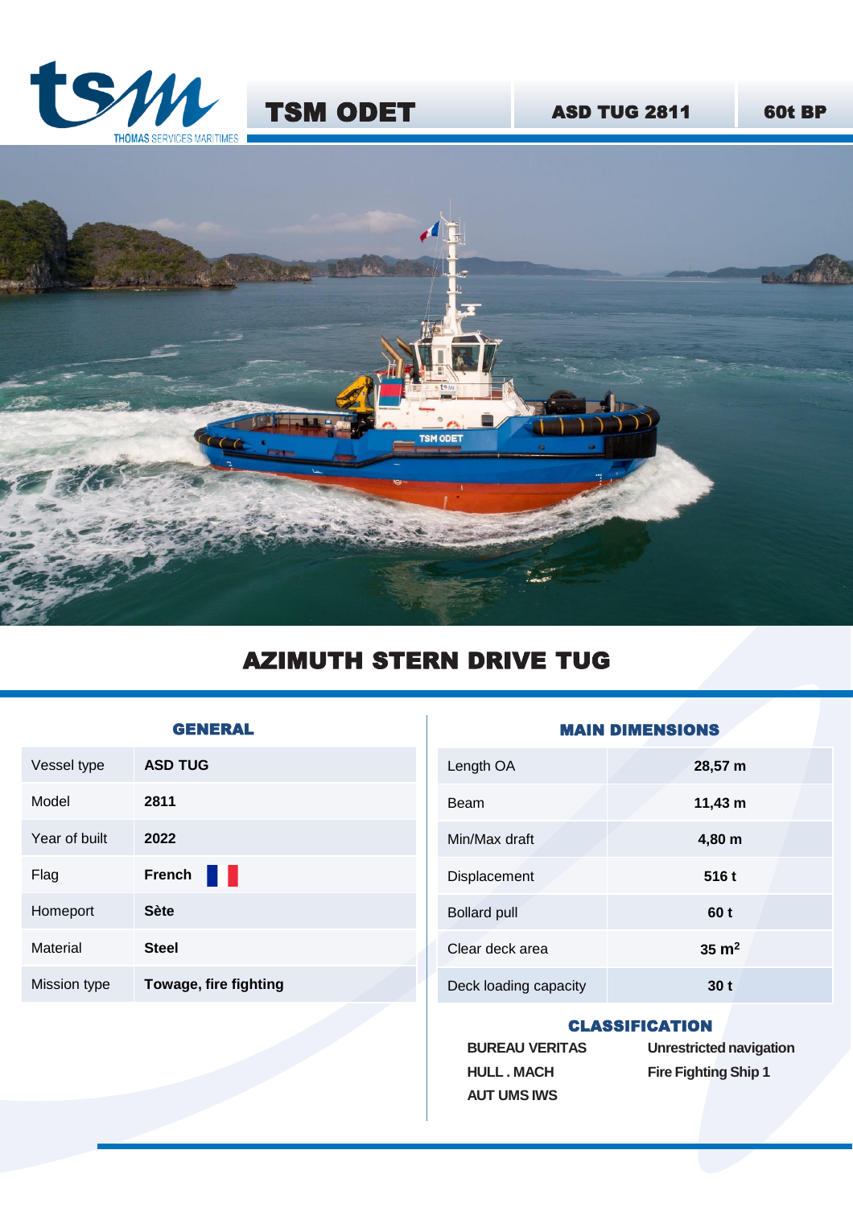# TSM ODET

**ASD TUG 2811** | **60t BP**

## AZIMUTH STERN DRIVE TUG

### GENERAL

| | |
|---|---|
| Vessel type | **ASD TUG** |
| Model | **2811** |
| Year of built | **2022** |
| Flag | **French** |
| Homeport | **Sète** |
| Material | **Steel** |
| Mission type | **Towage, fire fighting** |

### MAIN DIMENSIONS

| | |
|---|---|
| Length OA | **28,57 m** |
| Beam | **11,43 m** |
| Min/Max draft | **4,80 m** |
| Displacement | **516 t** |
| Bollard pull | **60 t** |
| Clear deck area | **35 m$^2$** |
| Deck loading capacity | **30 t** |

### CLASSIFICATION

**BUREAU VERITAS**
**HULL . MACH**
**AUT UMS IWS**

**Unrestricted navigation**
**Fire Fighting Ship 1**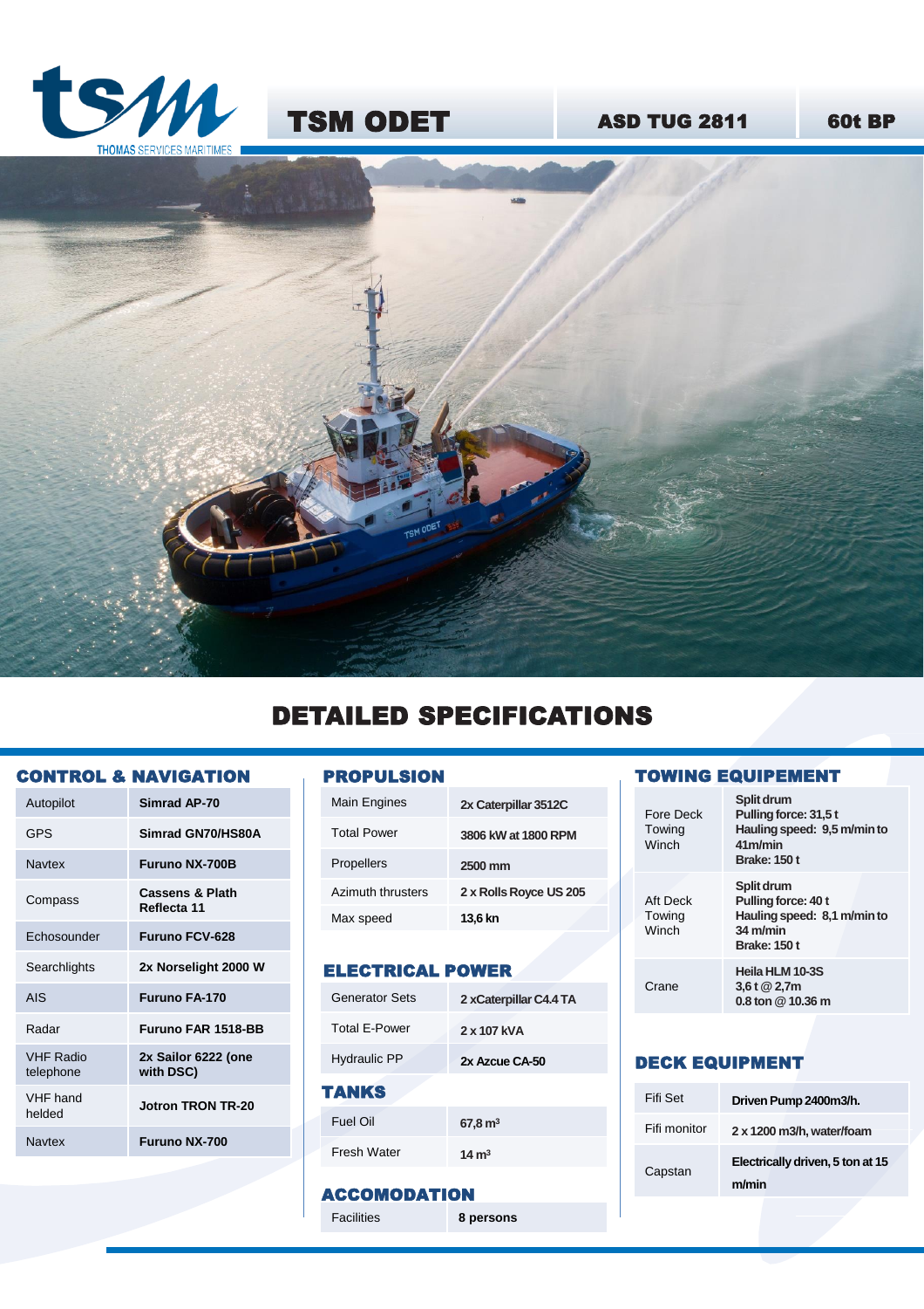# TSM ODET

**ASD TUG 2811** | **60t BP**

## DETAILED SPECIFICATIONS

### CONTROL & NAVIGATION

| | |
|---|---|
| Autopilot | **Simrad AP-70** |
| GPS | **Simrad GN70/HS80A** |
| Navtex | **Furuno NX-700B** |
| Compass | **Cassens & Plath Reflecta 11** |
| Echosounder | **Furuno FCV-628** |
| Searchlights | **2x Norselight 2000 W** |
| AIS | **Furuno FA-170** |
| Radar | **Furuno FAR 1518-BB** |
| VHF Radio telephone | **2x Sailor 6222 (one with DSC)** |
| VHF hand helded | **Jotron TRON TR-20** |
| Navtex | **Furuno NX-700** |

### PROPULSION

| | |
|---|---|
| Main Engines | **2x Caterpillar 3512C** |
| Total Power | **3806 kW at 1800 RPM** |
| Propellers | **2500 mm** |
| Azimuth thrusters | **2 x Rolls Royce US 205** |
| Max speed | **13,6 kn** |

### ELECTRICAL POWER

| | |
|---|---|
| Generator Sets | **2 xCaterpillar C4.4 TA** |
| Total E-Power | **2 x 107 kVA** |
| Hydraulic PP | **2x Azcue CA-50** |

### TANKS

| | |
|---|---|
| Fuel Oil | **67,8 m³** |
| Fresh Water | **14 m³** |

### ACCOMODATION

| | |
|---|---|
| Facilities | **8 persons** |

### TOWING EQUIPEMENT

| | |
|---|---|
| Fore Deck Towing Winch | **Split drum<br>Pulling force: 31,5 t<br>Hauling speed: 9,5 m/min to 41m/min<br>Brake: 150 t** |
| Aft Deck Towing Winch | **Split drum<br>Pulling force: 40 t<br>Hauling speed: 8,1 m/min to 34 m/min<br>Brake: 150 t** |
| Crane | **Heila HLM 10-3S<br>3,6 t @ 2,7m<br>0.8 ton @ 10.36 m** |

### DECK EQUIPMENT

| | |
|---|---|
| Fifi Set | **Driven Pump 2400m3/h.** |
| Fifi monitor | **2 x 1200 m3/h, water/foam** |
| Capstan | **Electrically driven, 5 ton at 15 m/min** |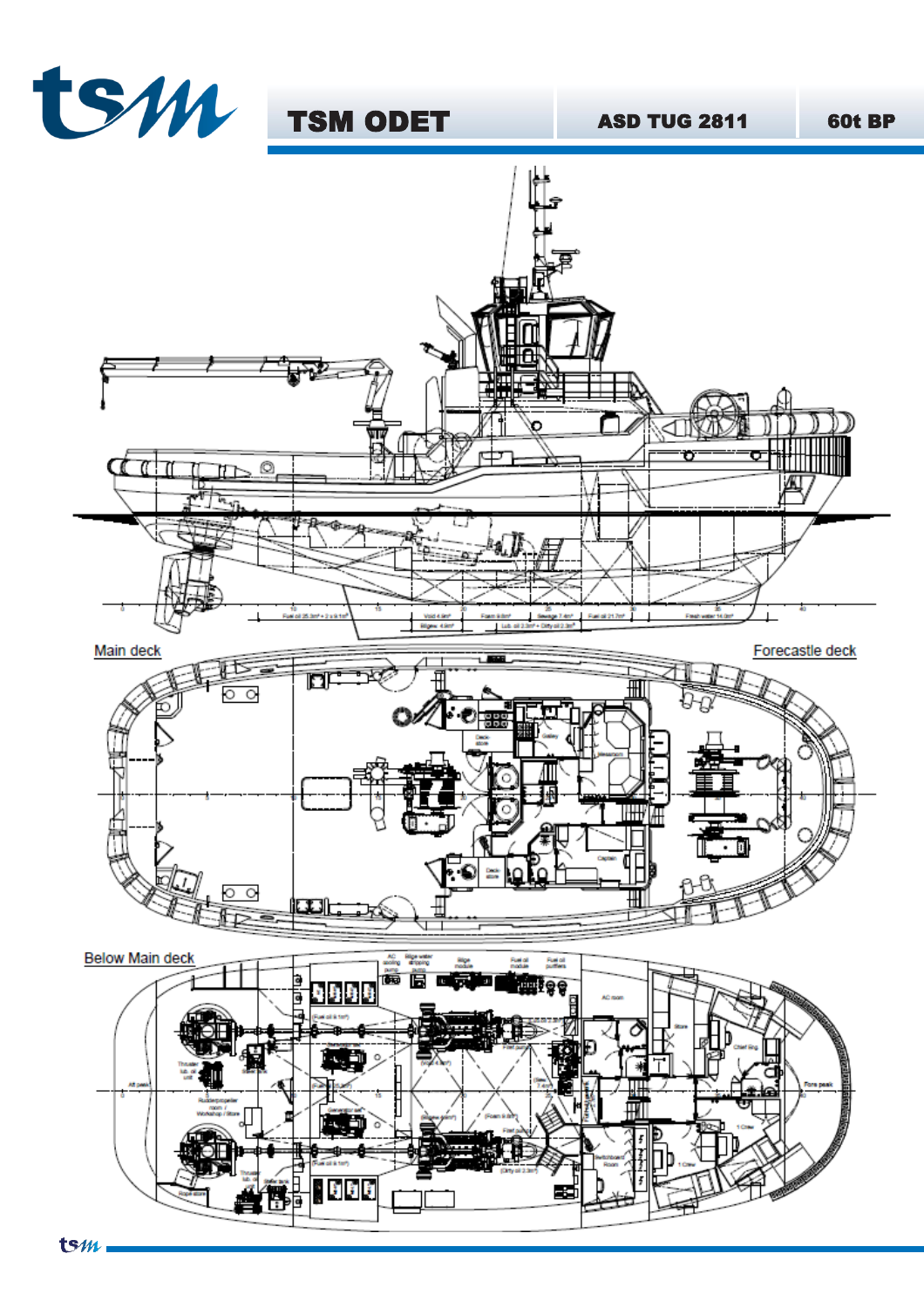# TSM ODET

**ASD TUG 2811** | **60t BP**

Main deck

Forecastle deck

Below Main deck